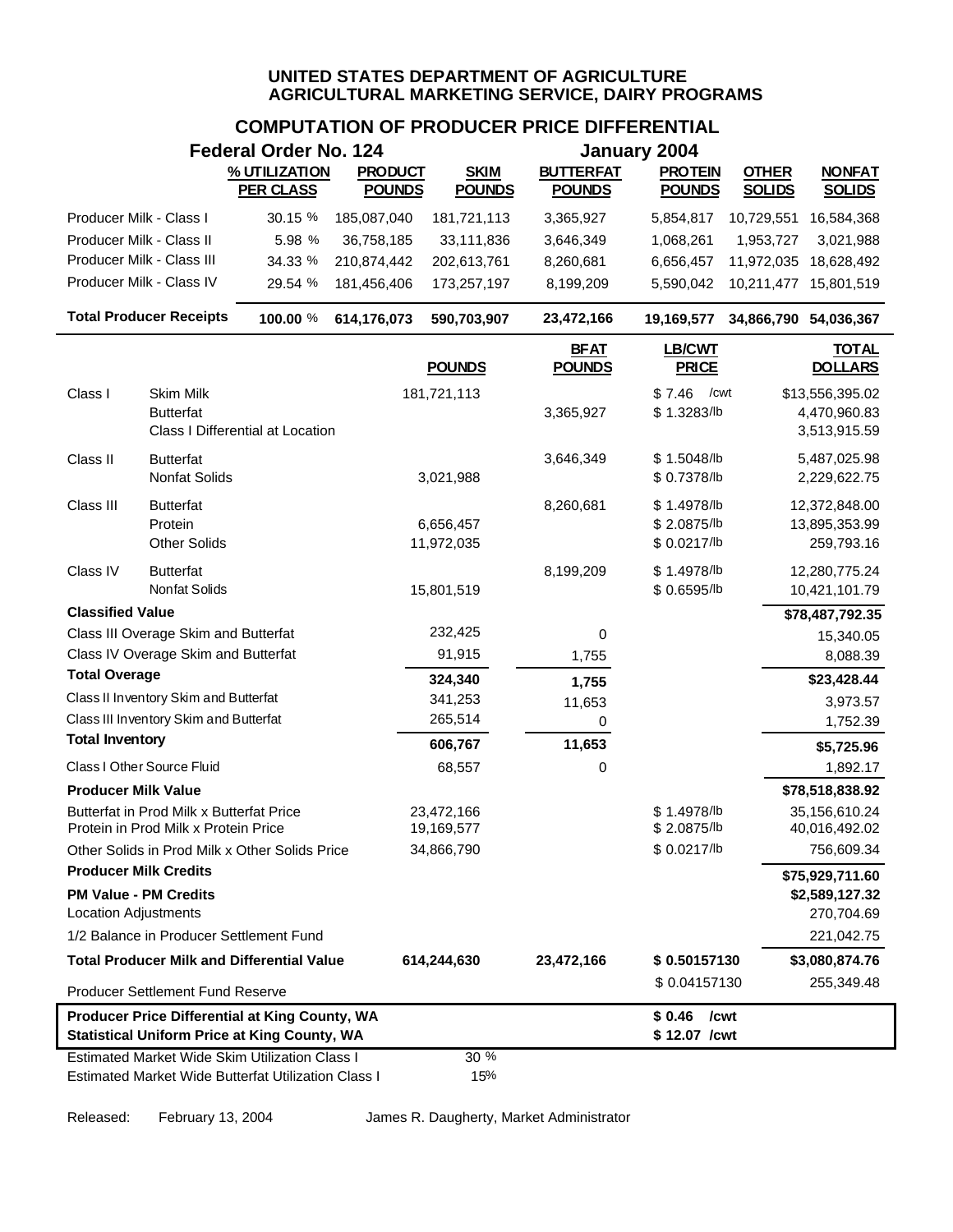# UNITED STATES DEPARTMENT OF AGRICULTURE
# AGRICULTURAL MARKETING SERVICE, DAIRY PROGRAMS

## COMPUTATION OF PRODUCER PRICE DIFFERENTIAL

**Federal Order No. 124** — **January 2004**

| | % UTILIZATION PER CLASS | PRODUCT POUNDS | SKIM POUNDS | BUTTERFAT POUNDS | PROTEIN POUNDS | OTHER SOLIDS | NONFAT SOLIDS |
|---|---|---|---|---|---|---|---|
| Producer Milk - Class I | 30.15 % | 185,087,040 | 181,721,113 | 3,365,927 | 5,854,817 | 10,729,551 | 16,584,368 |
| Producer Milk - Class II | 5.98 % | 36,758,185 | 33,111,836 | 3,646,349 | 1,068,261 | 1,953,727 | 3,021,988 |
| Producer Milk - Class III | 34.33 % | 210,874,442 | 202,613,761 | 8,260,681 | 6,656,457 | 11,972,035 | 18,628,492 |
| Producer Milk - Class IV | 29.54 % | 181,456,406 | 173,257,197 | 8,199,209 | 5,590,042 | 10,211,477 | 15,801,519 |
| **Total Producer Receipts** | **100.00 %** | **614,176,073** | **590,703,907** | **23,472,166** | **19,169,577** | **34,866,790** | **54,036,367** |

| | | POUNDS | BFAT POUNDS | LB/CWT PRICE | TOTAL DOLLARS |
|---|---|---|---|---|---|
| Class I | Skim Milk | 181,721,113 | | $ 7.46 /cwt | $13,556,395.02 |
| | Butterfat | | 3,365,927 | $ 1.3283/lb | 4,470,960.83 |
| | Class I Differential at Location | | | | 3,513,915.59 |
| Class II | Butterfat | | 3,646,349 | $ 1.5048/lb | 5,487,025.98 |
| | Nonfat Solids | 3,021,988 | | $ 0.7378/lb | 2,229,622.75 |
| Class III | Butterfat | | 8,260,681 | $ 1.4978/lb | 12,372,848.00 |
| | Protein | 6,656,457 | | $ 2.0875/lb | 13,895,353.99 |
| | Other Solids | 11,972,035 | | $ 0.0217/lb | 259,793.16 |
| Class IV | Butterfat | | 8,199,209 | $ 1.4978/lb | 12,280,775.24 |
| | Nonfat Solids | 15,801,519 | | $ 0.6595/lb | 10,421,101.79 |
| **Classified Value** | | | | | **$78,487,792.35** |
| Class III Overage Skim and Butterfat | | 232,425 | 0 | | 15,340.05 |
| Class IV Overage Skim and Butterfat | | 91,915 | 1,755 | | 8,088.39 |
| **Total Overage** | | **324,340** | **1,755** | | **$23,428.44** |
| Class II Inventory Skim and Butterfat | | 341,253 | 11,653 | | 3,973.57 |
| Class III Inventory Skim and Butterfat | | 265,514 | 0 | | 1,752.39 |
| **Total Inventory** | | **606,767** | **11,653** | | **$5,725.96** |
| Class I Other Source Fluid | | 68,557 | 0 | | 1,892.17 |
| **Producer Milk Value** | | | | | **$78,518,838.92** |
| Butterfat in Prod Milk x Butterfat Price | | 23,472,166 | | $ 1.4978/lb | 35,156,610.24 |
| Protein in Prod Milk x Protein Price | | 19,169,577 | | $ 2.0875/lb | 40,016,492.02 |
| Other Solids in Prod Milk x Other Solids Price | | 34,866,790 | | $ 0.0217/lb | 756,609.34 |
| **Producer Milk Credits** | | | | | **$75,929,711.60** |
| **PM Value - PM Credits** | | | | | **$2,589,127.32** |
| Location Adjustments | | | | | 270,704.69 |
| 1/2 Balance in Producer Settlement Fund | | | | | 221,042.75 |
| **Total Producer Milk and Differential Value** | | **614,244,630** | **23,472,166** | **$ 0.50157130** | **$3,080,874.76** |
| Producer Settlement Fund Reserve | | | | $ 0.04157130 | 255,349.48 |
| **Producer Price Differential at King County, WA** | | | | **$ 0.46 /cwt** | |
| **Statistical Uniform Price at King County, WA** | | | | **$ 12.07 /cwt** | |
| Estimated Market Wide Skim Utilization Class I | | 30 % | | | |
| Estimated Market Wide Butterfat Utilization Class I | | 15% | | | |

Released: February 13, 2004 — James R. Daugherty, Market Administrator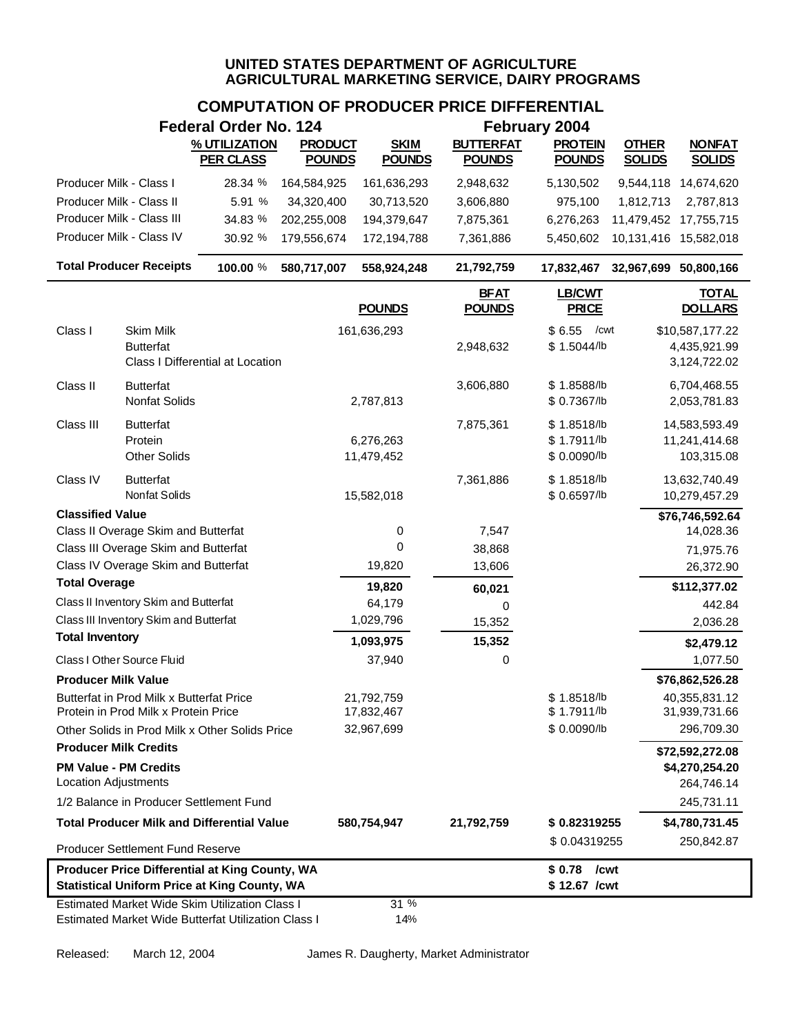**UNITED STATES DEPARTMENT OF AGRICULTURE**
**AGRICULTURAL MARKETING SERVICE, DAIRY PROGRAMS**

## COMPUTATION OF PRODUCER PRICE DIFFERENTIAL

**Federal Order No. 124** — **February 2004**

| | % UTILIZATION PER CLASS | PRODUCT POUNDS | SKIM POUNDS | BUTTERFAT POUNDS | PROTEIN POUNDS | OTHER SOLIDS | NONFAT SOLIDS |
|---|---|---|---|---|---|---|---|
| Producer Milk - Class I | 28.34 % | 164,584,925 | 161,636,293 | 2,948,632 | 5,130,502 | 9,544,118 | 14,674,620 |
| Producer Milk - Class II | 5.91 % | 34,320,400 | 30,713,520 | 3,606,880 | 975,100 | 1,812,713 | 2,787,813 |
| Producer Milk - Class III | 34.83 % | 202,255,008 | 194,379,647 | 7,875,361 | 6,276,263 | 11,479,452 | 17,755,715 |
| Producer Milk - Class IV | 30.92 % | 179,556,674 | 172,194,788 | 7,361,886 | 5,450,602 | 10,131,416 | 15,582,018 |
| **Total Producer Receipts** | **100.00 %** | **580,717,007** | **558,924,248** | **21,792,759** | **17,832,467** | **32,967,699** | **50,800,166** |

| | | POUNDS | BFAT POUNDS | LB/CWT PRICE | TOTAL DOLLARS |
|---|---|---|---|---|---|
| Class I | Skim Milk | 161,636,293 | | $ 6.55 /cwt | $10,587,177.22 |
| | Butterfat | | 2,948,632 | $ 1.5044/lb | 4,435,921.99 |
| | Class I Differential at Location | | | | 3,124,722.02 |
| Class II | Butterfat | | 3,606,880 | $ 1.8588/lb | 6,704,468.55 |
| | Nonfat Solids | 2,787,813 | | $ 0.7367/lb | 2,053,781.83 |
| Class III | Butterfat | | 7,875,361 | $ 1.8518/lb | 14,583,593.49 |
| | Protein | 6,276,263 | | $ 1.7911/lb | 11,241,414.68 |
| | Other Solids | 11,479,452 | | $ 0.0090/lb | 103,315.08 |
| Class IV | Butterfat | | 7,361,886 | $ 1.8518/lb | 13,632,740.49 |
| | Nonfat Solids | 15,582,018 | | $ 0.6597/lb | 10,279,457.29 |
| **Classified Value** | | | | | **$76,746,592.64** |
| Class II Overage Skim and Butterfat | | 0 | 7,547 | | 14,028.36 |
| Class III Overage Skim and Butterfat | | 0 | 38,868 | | 71,975.76 |
| Class IV Overage Skim and Butterfat | | 19,820 | 13,606 | | 26,372.90 |
| **Total Overage** | | **19,820** | **60,021** | | **$112,377.02** |
| Class II Inventory Skim and Butterfat | | 64,179 | 0 | | 442.84 |
| Class III Inventory Skim and Butterfat | | 1,029,796 | 15,352 | | 2,036.28 |
| **Total Inventory** | | **1,093,975** | **15,352** | | **$2,479.12** |
| Class I Other Source Fluid | | 37,940 | 0 | | 1,077.50 |
| **Producer Milk Value** | | | | | **$76,862,526.28** |
| Butterfat in Prod Milk x Butterfat Price | | 21,792,759 | | $ 1.8518/lb | 40,355,831.12 |
| Protein in Prod Milk x Protein Price | | 17,832,467 | | $ 1.7911/lb | 31,939,731.66 |
| Other Solids in Prod Milk x Other Solids Price | | 32,967,699 | | $ 0.0090/lb | 296,709.30 |
| **Producer Milk Credits** | | | | | **$72,592,272.08** |
| **PM Value - PM Credits** | | | | | **$4,270,254.20** |
| Location Adjustments | | | | | 264,746.14 |
| 1/2 Balance in Producer Settlement Fund | | | | | 245,731.11 |
| **Total Producer Milk and Differential Value** | | **580,754,947** | **21,792,759** | **$ 0.82319255** | **$4,780,731.45** |
| Producer Settlement Fund Reserve | | | | $ 0.04319255 | 250,842.87 |
| **Producer Price Differential at King County, WA** | | | | **$ 0.78 /cwt** | |
| **Statistical Uniform Price at King County, WA** | | | | **$ 12.67 /cwt** | |

Estimated Market Wide Skim Utilization Class I — 31 %

Estimated Market Wide Butterfat Utilization Class I — 14%

Released: March 12, 2004 — James R. Daugherty, Market Administrator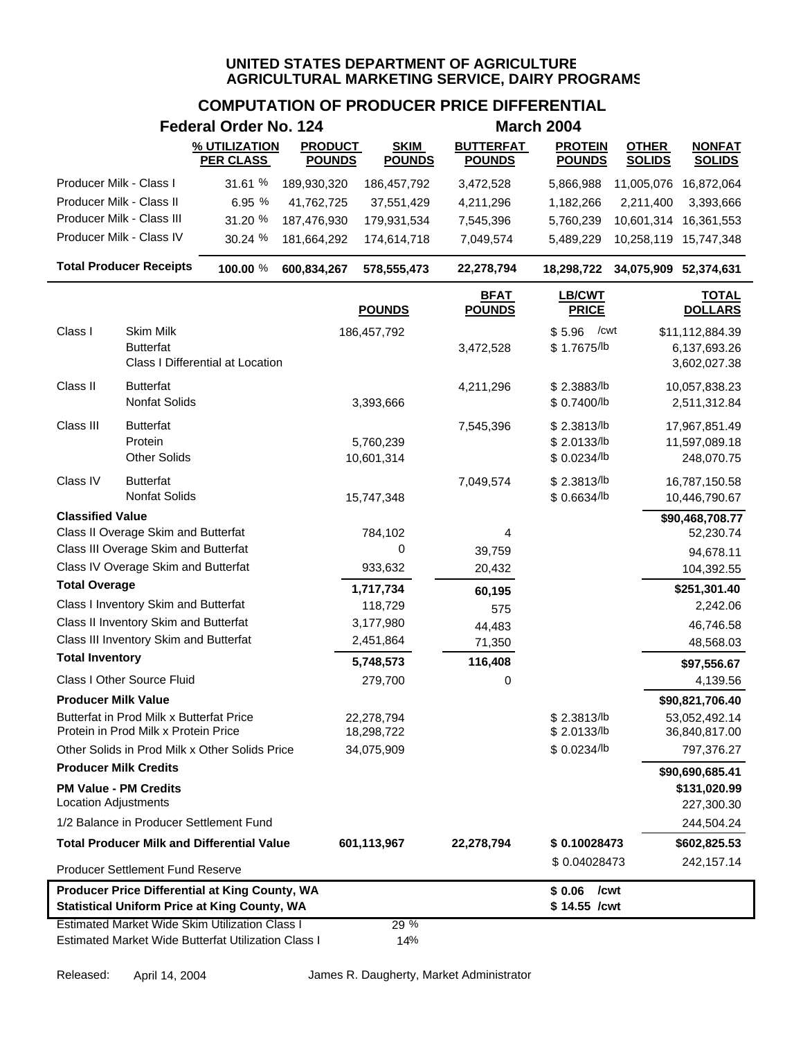**UNITED STATES DEPARTMENT OF AGRICULTURE**
**AGRICULTURAL MARKETING SERVICE, DAIRY PROGRAMS**

## COMPUTATION OF PRODUCER PRICE DIFFERENTIAL

**Federal Order No. 124** — **March 2004**

| | % UTILIZATION PER CLASS | PRODUCT POUNDS | SKIM POUNDS | BUTTERFAT POUNDS | PROTEIN POUNDS | OTHER SOLIDS | NONFAT SOLIDS |
|---|---|---|---|---|---|---|---|
| Producer Milk - Class I | 31.61 % | 189,930,320 | 186,457,792 | 3,472,528 | 5,866,988 | 11,005,076 | 16,872,064 |
| Producer Milk - Class II | 6.95 % | 41,762,725 | 37,551,429 | 4,211,296 | 1,182,266 | 2,211,400 | 3,393,666 |
| Producer Milk - Class III | 31.20 % | 187,476,930 | 179,931,534 | 7,545,396 | 5,760,239 | 10,601,314 | 16,361,553 |
| Producer Milk - Class IV | 30.24 % | 181,664,292 | 174,614,718 | 7,049,574 | 5,489,229 | 10,258,119 | 15,747,348 |
| **Total Producer Receipts** | **100.00 %** | **600,834,267** | **578,555,473** | **22,278,794** | **18,298,722** | **34,075,909** | **52,374,631** |

| | | POUNDS | BFAT POUNDS | LB/CWT PRICE | TOTAL DOLLARS |
|---|---|---|---|---|---|
| Class I | Skim Milk | 186,457,792 | | $ 5.96 /cwt | $11,112,884.39 |
| | Butterfat | | 3,472,528 | $ 1.7675/lb | 6,137,693.26 |
| | Class I Differential at Location | | | | 3,602,027.38 |
| Class II | Butterfat | | 4,211,296 | $ 2.3883/lb | 10,057,838.23 |
| | Nonfat Solids | 3,393,666 | | $ 0.7400/lb | 2,511,312.84 |
| Class III | Butterfat | | 7,545,396 | $ 2.3813/lb | 17,967,851.49 |
| | Protein | 5,760,239 | | $ 2.0133/lb | 11,597,089.18 |
| | Other Solids | 10,601,314 | | $ 0.0234/lb | 248,070.75 |
| Class IV | Butterfat | | 7,049,574 | $ 2.3813/lb | 16,787,150.58 |
| | Nonfat Solids | 15,747,348 | | $ 0.6634/lb | 10,446,790.67 |
| **Classified Value** | | | | | **$90,468,708.77** |
| Class II Overage Skim and Butterfat | | 784,102 | 4 | | 52,230.74 |
| Class III Overage Skim and Butterfat | | 0 | 39,759 | | 94,678.11 |
| Class IV Overage Skim and Butterfat | | 933,632 | 20,432 | | 104,392.55 |
| **Total Overage** | | **1,717,734** | **60,195** | | **$251,301.40** |
| Class I Inventory Skim and Butterfat | | 118,729 | 575 | | 2,242.06 |
| Class II Inventory Skim and Butterfat | | 3,177,980 | 44,483 | | 46,746.58 |
| Class III Inventory Skim and Butterfat | | 2,451,864 | 71,350 | | 48,568.03 |
| **Total Inventory** | | **5,748,573** | **116,408** | | **$97,556.67** |
| Class I Other Source Fluid | | 279,700 | 0 | | 4,139.56 |
| **Producer Milk Value** | | | | | **$90,821,706.40** |
| Butterfat in Prod Milk x Butterfat Price | | 22,278,794 | | $ 2.3813/lb | 53,052,492.14 |
| Protein in Prod Milk x Protein Price | | 18,298,722 | | $ 2.0133/lb | 36,840,817.00 |
| Other Solids in Prod Milk x Other Solids Price | | 34,075,909 | | $ 0.0234/lb | 797,376.27 |
| **Producer Milk Credits** | | | | | **$90,690,685.41** |
| **PM Value - PM Credits** | | | | | **$131,020.99** |
| Location Adjustments | | | | | 227,300.30 |
| 1/2 Balance in Producer Settlement Fund | | | | | 244,504.24 |
| **Total Producer Milk and Differential Value** | | **601,113,967** | **22,278,794** | **$ 0.10028473** | **$602,825.53** |
| Producer Settlement Fund Reserve | | | | $ 0.04028473 | 242,157.14 |
| **Producer Price Differential at King County, WA** | | | | **$ 0.06 /cwt** | |
| **Statistical Uniform Price at King County, WA** | | | | **$ 14.55 /cwt** | |
| Estimated Market Wide Skim Utilization Class I | | 29 % | | | |
| Estimated Market Wide Butterfat Utilization Class I | | 14% | | | |

Released: April 14, 2004 — James R. Daugherty, Market Administrator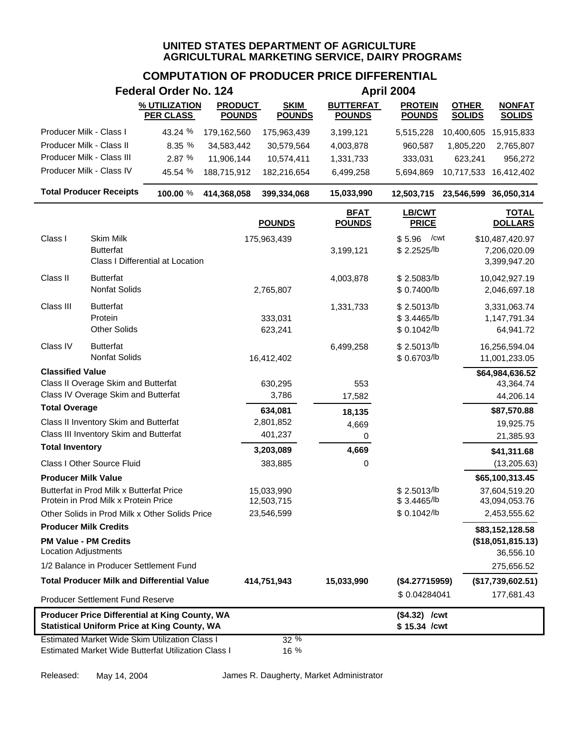**UNITED STATES DEPARTMENT OF AGRICULTURE**
**AGRICULTURAL MARKETING SERVICE, DAIRY PROGRAMS**

# COMPUTATION OF PRODUCER PRICE DIFFERENTIAL

**Federal Order No. 124** | **April 2004**

| | % UTILIZATION PER CLASS | PRODUCT POUNDS | SKIM POUNDS | BUTTERFAT POUNDS | PROTEIN POUNDS | OTHER SOLIDS | NONFAT SOLIDS |
|---|---|---|---|---|---|---|---|
| Producer Milk - Class I | 43.24 % | 179,162,560 | 175,963,439 | 3,199,121 | 5,515,228 | 10,400,605 | 15,915,833 |
| Producer Milk - Class II | 8.35 % | 34,583,442 | 30,579,564 | 4,003,878 | 960,587 | 1,805,220 | 2,765,807 |
| Producer Milk - Class III | 2.87 % | 11,906,144 | 10,574,411 | 1,331,733 | 333,031 | 623,241 | 956,272 |
| Producer Milk - Class IV | 45.54 % | 188,715,912 | 182,216,654 | 6,499,258 | 5,694,869 | 10,717,533 | 16,412,402 |
| **Total Producer Receipts** | **100.00 %** | **414,368,058** | **399,334,068** | **15,033,990** | **12,503,715** | **23,546,599** | **36,050,314** |

| | | POUNDS | BFAT POUNDS | LB/CWT PRICE | TOTAL DOLLARS |
|---|---|---|---|---|---|
| Class I | Skim Milk | 175,963,439 | | $ 5.96 /cwt | $10,487,420.97 |
| | Butterfat | | 3,199,121 | $ 2.2525/lb | 7,206,020.09 |
| | Class I Differential at Location | | | | 3,399,947.20 |
| Class II | Butterfat | | 4,003,878 | $ 2.5083/lb | 10,042,927.19 |
| | Nonfat Solids | 2,765,807 | | $ 0.7400/lb | 2,046,697.18 |
| Class III | Butterfat | | 1,331,733 | $ 2.5013/lb | 3,331,063.74 |
| | Protein | 333,031 | | $ 3.4465/lb | 1,147,791.34 |
| | Other Solids | 623,241 | | $ 0.1042/lb | 64,941.72 |
| Class IV | Butterfat | | 6,499,258 | $ 2.5013/lb | 16,256,594.04 |
| | Nonfat Solids | 16,412,402 | | $ 0.6703/lb | 11,001,233.05 |
| **Classified Value** | | | | | **$64,984,636.52** |
| Class II Overage Skim and Butterfat | | 630,295 | 553 | | 43,364.74 |
| Class IV Overage Skim and Butterfat | | 3,786 | 17,582 | | 44,206.14 |
| **Total Overage** | | **634,081** | **18,135** | | **$87,570.88** |
| Class II Inventory Skim and Butterfat | | 2,801,852 | 4,669 | | 19,925.75 |
| Class III Inventory Skim and Butterfat | | 401,237 | 0 | | 21,385.93 |
| **Total Inventory** | | **3,203,089** | **4,669** | | **$41,311.68** |
| Class I Other Source Fluid | | 383,885 | 0 | | (13,205.63) |
| **Producer Milk Value** | | | | | **$65,100,313.45** |
| Butterfat in Prod Milk x Butterfat Price | | 15,033,990 | | $ 2.5013/lb | 37,604,519.20 |
| Protein in Prod Milk x Protein Price | | 12,503,715 | | $ 3.4465/lb | 43,094,053.76 |
| Other Solids in Prod Milk x Other Solids Price | | 23,546,599 | | $ 0.1042/lb | 2,453,555.62 |
| **Producer Milk Credits** | | | | | **$83,152,128.58** |
| **PM Value - PM Credits** | | | | | **($18,051,815.13)** |
| Location Adjustments | | | | | 36,556.10 |
| 1/2 Balance in Producer Settlement Fund | | | | | 275,656.52 |
| **Total Producer Milk and Differential Value** | | **414,751,943** | **15,033,990** | **($4.27715959)** | **($17,739,602.51)** |
| Producer Settlement Fund Reserve | | | | $ 0.04284041 | 177,681.43 |
| **Producer Price Differential at King County, WA** | | | | **($4.32) /cwt** | |
| **Statistical Uniform Price at King County, WA** | | | | **$ 15.34 /cwt** | |
| Estimated Market Wide Skim Utilization Class I | | 32 % | | | |
| Estimated Market Wide Butterfat Utilization Class I | | 16 % | | | |

Released: May 14, 2004 James R. Daugherty, Market Administrator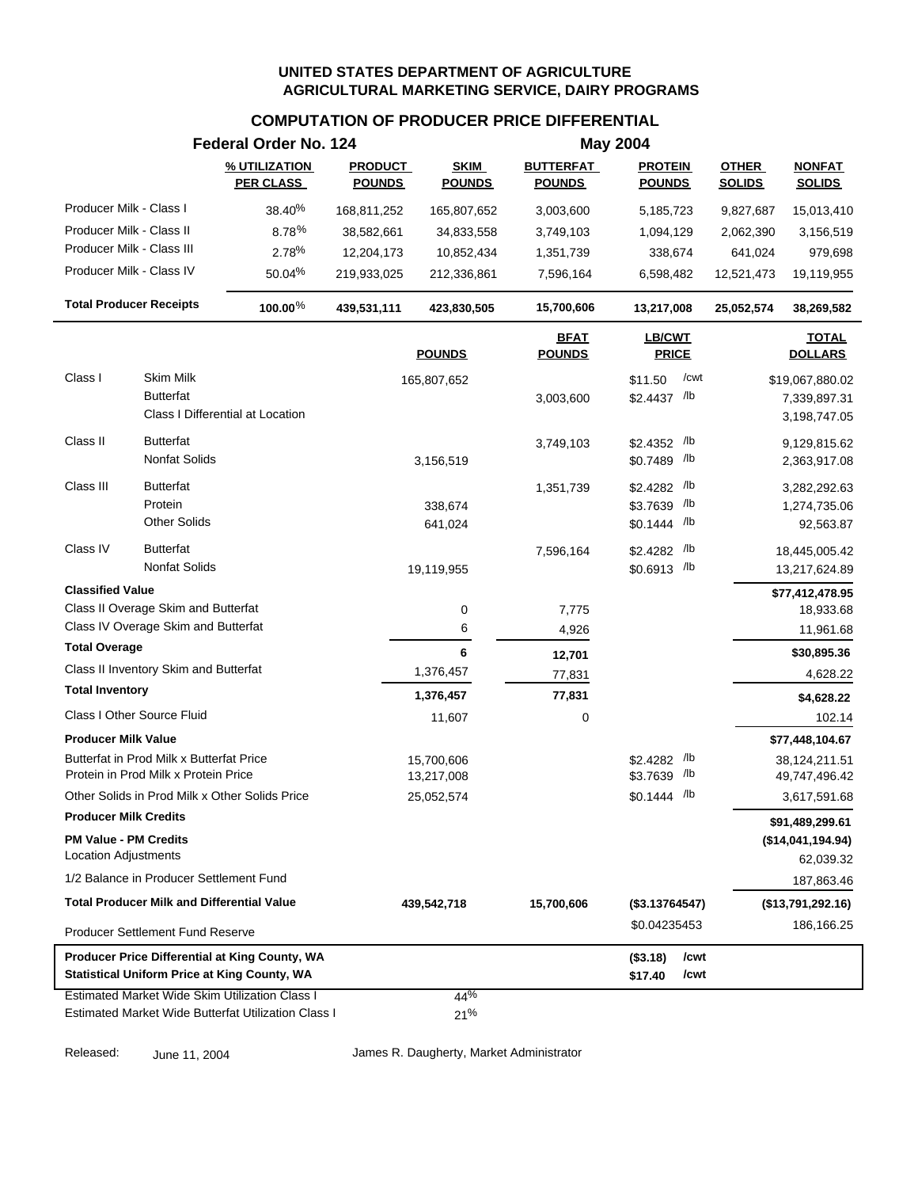**UNITED STATES DEPARTMENT OF AGRICULTURE**
**AGRICULTURAL MARKETING SERVICE, DAIRY PROGRAMS**

## COMPUTATION OF PRODUCER PRICE DIFFERENTIAL

**Federal Order No. 124** **May 2004**

| | % UTILIZATION PER CLASS | PRODUCT POUNDS | SKIM POUNDS | BUTTERFAT POUNDS | PROTEIN POUNDS | OTHER SOLIDS | NONFAT SOLIDS |
|---|---|---|---|---|---|---|---|
| Producer Milk - Class I | 38.40% | 168,811,252 | 165,807,652 | 3,003,600 | 5,185,723 | 9,827,687 | 15,013,410 |
| Producer Milk - Class II | 8.78% | 38,582,661 | 34,833,558 | 3,749,103 | 1,094,129 | 2,062,390 | 3,156,519 |
| Producer Milk - Class III | 2.78% | 12,204,173 | 10,852,434 | 1,351,739 | 338,674 | 641,024 | 979,698 |
| Producer Milk - Class IV | 50.04% | 219,933,025 | 212,336,861 | 7,596,164 | 6,598,482 | 12,521,473 | 19,119,955 |
| **Total Producer Receipts** | **100.00%** | **439,531,111** | **423,830,505** | **15,700,606** | **13,217,008** | **25,052,574** | **38,269,582** |

| | | POUNDS | BFAT POUNDS | LB/CWT PRICE | TOTAL DOLLARS |
|---|---|---|---|---|---|
| Class I | Skim Milk | 165,807,652 | | $11.50 /cwt | $19,067,880.02 |
| | Butterfat | | 3,003,600 | $2.4437 /lb | 7,339,897.31 |
| | Class I Differential at Location | | | | 3,198,747.05 |
| Class II | Butterfat | | 3,749,103 | $2.4352 /lb | 9,129,815.62 |
| | Nonfat Solids | 3,156,519 | | $0.7489 /lb | 2,363,917.08 |
| Class III | Butterfat | | 1,351,739 | $2.4282 /lb | 3,282,292.63 |
| | Protein | 338,674 | | $3.7639 /lb | 1,274,735.06 |
| | Other Solids | 641,024 | | $0.1444 /lb | 92,563.87 |
| Class IV | Butterfat | | 7,596,164 | $2.4282 /lb | 18,445,005.42 |
| | Nonfat Solids | 19,119,955 | | $0.6913 /lb | 13,217,624.89 |
| **Classified Value** | | | | | **$77,412,478.95** |
| Class II Overage Skim and Butterfat | | 0 | 7,775 | | 18,933.68 |
| Class IV Overage Skim and Butterfat | | 6 | 4,926 | | 11,961.68 |
| **Total Overage** | | **6** | **12,701** | | **$30,895.36** |
| Class II Inventory Skim and Butterfat | | 1,376,457 | 77,831 | | 4,628.22 |
| **Total Inventory** | | **1,376,457** | **77,831** | | **$4,628.22** |
| Class I Other Source Fluid | | 11,607 | 0 | | 102.14 |
| **Producer Milk Value** | | | | | **$77,448,104.67** |
| Butterfat in Prod Milk x Butterfat Price | | 15,700,606 | | $2.4282 /lb | 38,124,211.51 |
| Protein in Prod Milk x Protein Price | | 13,217,008 | | $3.7639 /lb | 49,747,496.42 |
| Other Solids in Prod Milk x Other Solids Price | | 25,052,574 | | $0.1444 /lb | 3,617,591.68 |
| **Producer Milk Credits** | | | | | **$91,489,299.61** |
| **PM Value - PM Credits** | | | | | **($14,041,194.94)** |
| Location Adjustments | | | | | 62,039.32 |
| 1/2 Balance in Producer Settlement Fund | | | | | 187,863.46 |
| **Total Producer Milk and Differential Value** | | **439,542,718** | **15,700,606** | **($3.13764547)** | **($13,791,292.16)** |
| Producer Settlement Fund Reserve | | | | $0.04235453 | 186,166.25 |
| **Producer Price Differential at King County, WA** | | | | **($3.18) /cwt** | |
| **Statistical Uniform Price at King County, WA** | | | | **$17.40 /cwt** | |
| Estimated Market Wide Skim Utilization Class I | | 44% | | | |
| Estimated Market Wide Butterfat Utilization Class I | | 21% | | | |

Released: June 11, 2004 James R. Daugherty, Market Administrator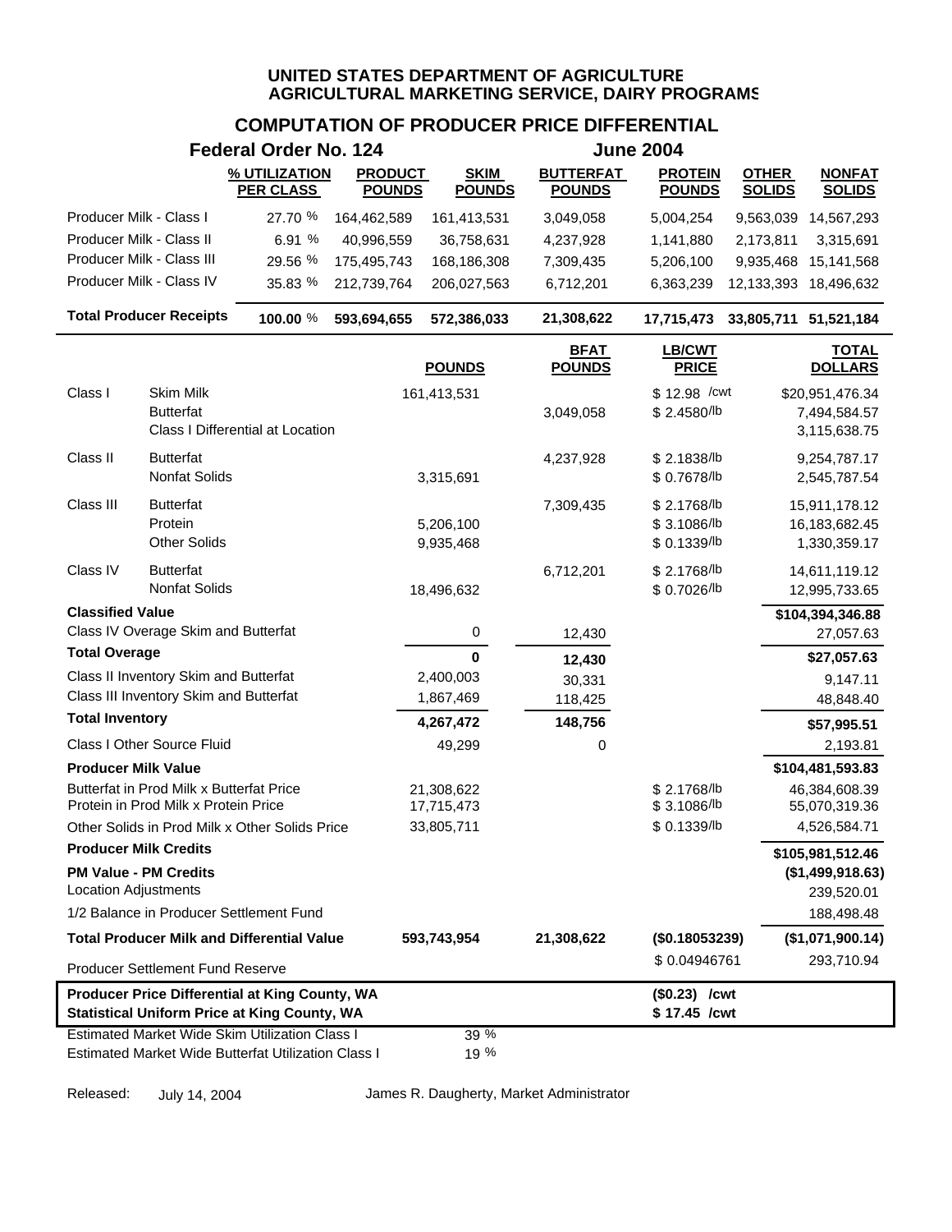# UNITED STATES DEPARTMENT OF AGRICULTURE
## AGRICULTURAL MARKETING SERVICE, DAIRY PROGRAMS

### COMPUTATION OF PRODUCER PRICE DIFFERENTIAL

**Federal Order No. 124** **June 2004**

| | % UTILIZATION PER CLASS | PRODUCT POUNDS | SKIM POUNDS | BUTTERFAT POUNDS | PROTEIN POUNDS | OTHER SOLIDS | NONFAT SOLIDS |
|---|---|---|---|---|---|---|---|
| Producer Milk - Class I | 27.70 % | 164,462,589 | 161,413,531 | 3,049,058 | 5,004,254 | 9,563,039 | 14,567,293 |
| Producer Milk - Class II | 6.91 % | 40,996,559 | 36,758,631 | 4,237,928 | 1,141,880 | 2,173,811 | 3,315,691 |
| Producer Milk - Class III | 29.56 % | 175,495,743 | 168,186,308 | 7,309,435 | 5,206,100 | 9,935,468 | 15,141,568 |
| Producer Milk - Class IV | 35.83 % | 212,739,764 | 206,027,563 | 6,712,201 | 6,363,239 | 12,133,393 | 18,496,632 |
| **Total Producer Receipts** | **100.00 %** | **593,694,655** | **572,386,033** | **21,308,622** | **17,715,473** | **33,805,711** | **51,521,184** |

| | | POUNDS | BFAT POUNDS | LB/CWT PRICE | TOTAL DOLLARS |
|---|---|---|---|---|---|
| Class I | Skim Milk | 161,413,531 | | $ 12.98 /cwt | $20,951,476.34 |
| | Butterfat | | 3,049,058 | $ 2.4580/lb | 7,494,584.57 |
| | Class I Differential at Location | | | | 3,115,638.75 |
| Class II | Butterfat | | 4,237,928 | $ 2.1838/lb | 9,254,787.17 |
| | Nonfat Solids | 3,315,691 | | $ 0.7678/lb | 2,545,787.54 |
| Class III | Butterfat | | 7,309,435 | $ 2.1768/lb | 15,911,178.12 |
| | Protein | 5,206,100 | | $ 3.1086/lb | 16,183,682.45 |
| | Other Solids | 9,935,468 | | $ 0.1339/lb | 1,330,359.17 |
| Class IV | Butterfat | | 6,712,201 | $ 2.1768/lb | 14,611,119.12 |
| | Nonfat Solids | 18,496,632 | | $ 0.7026/lb | 12,995,733.65 |
| **Classified Value** | | | | | **$104,394,346.88** |
| Class IV Overage Skim and Butterfat | | 0 | 12,430 | | 27,057.63 |
| **Total Overage** | | **0** | **12,430** | | **$27,057.63** |
| Class II Inventory Skim and Butterfat | | 2,400,003 | 30,331 | | 9,147.11 |
| Class III Inventory Skim and Butterfat | | 1,867,469 | 118,425 | | 48,848.40 |
| **Total Inventory** | | **4,267,472** | **148,756** | | **$57,995.51** |
| Class I Other Source Fluid | | 49,299 | 0 | | 2,193.81 |
| **Producer Milk Value** | | | | | **$104,481,593.83** |
| Butterfat in Prod Milk x Butterfat Price | | 21,308,622 | | $ 2.1768/lb | 46,384,608.39 |
| Protein in Prod Milk x Protein Price | | 17,715,473 | | $ 3.1086/lb | 55,070,319.36 |
| Other Solids in Prod Milk x Other Solids Price | | 33,805,711 | | $ 0.1339/lb | 4,526,584.71 |
| **Producer Milk Credits** | | | | | **$105,981,512.46** |
| **PM Value - PM Credits** | | | | | **($1,499,918.63)** |
| Location Adjustments | | | | | 239,520.01 |
| 1/2 Balance in Producer Settlement Fund | | | | | 188,498.48 |
| **Total Producer Milk and Differential Value** | | **593,743,954** | **21,308,622** | **($0.18053239)** | **($1,071,900.14)** |
| Producer Settlement Fund Reserve | | | | $ 0.04946761 | 293,710.94 |
| **Producer Price Differential at King County, WA** | | | | **($0.23) /cwt** | |
| **Statistical Uniform Price at King County, WA** | | | | **$ 17.45 /cwt** | |
| Estimated Market Wide Skim Utilization Class I | | 39 % | | | |
| Estimated Market Wide Butterfat Utilization Class I | | 19 % | | | |

Released: July 14, 2004 James R. Daugherty, Market Administrator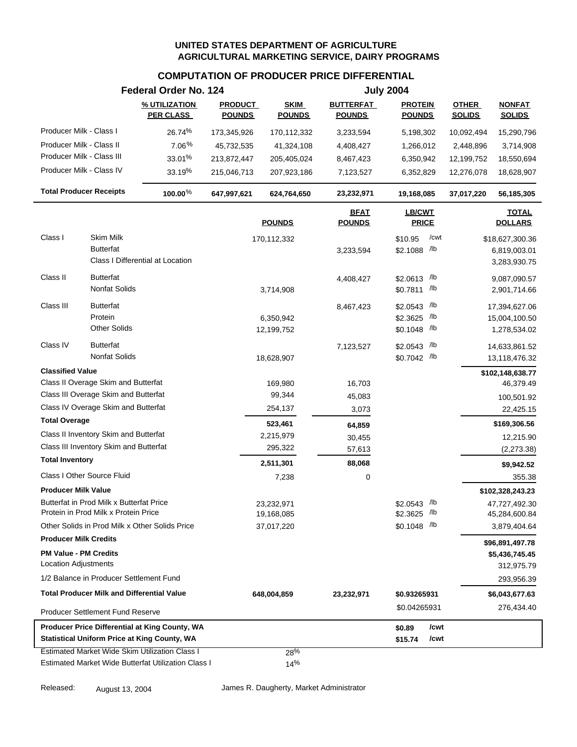# UNITED STATES DEPARTMENT OF AGRICULTURE
## AGRICULTURAL MARKETING SERVICE, DAIRY PROGRAMS

### COMPUTATION OF PRODUCER PRICE DIFFERENTIAL

**Federal Order No. 124** — **July 2004**

| | % UTILIZATION PER CLASS | PRODUCT POUNDS | SKIM POUNDS | BUTTERFAT POUNDS | PROTEIN POUNDS | OTHER SOLIDS | NONFAT SOLIDS |
|---|---|---|---|---|---|---|---|
| Producer Milk - Class I | 26.74% | 173,345,926 | 170,112,332 | 3,233,594 | 5,198,302 | 10,092,494 | 15,290,796 |
| Producer Milk - Class II | 7.06% | 45,732,535 | 41,324,108 | 4,408,427 | 1,266,012 | 2,448,896 | 3,714,908 |
| Producer Milk - Class III | 33.01% | 213,872,447 | 205,405,024 | 8,467,423 | 6,350,942 | 12,199,752 | 18,550,694 |
| Producer Milk - Class IV | 33.19% | 215,046,713 | 207,923,186 | 7,123,527 | 6,352,829 | 12,276,078 | 18,628,907 |
| **Total Producer Receipts** | **100.00%** | **647,997,621** | **624,764,650** | **23,232,971** | **19,168,085** | **37,017,220** | **56,185,305** |

| | | POUNDS | BFAT POUNDS | LB/CWT PRICE | TOTAL DOLLARS |
|---|---|---|---|---|---|
| Class I | Skim Milk | 170,112,332 | | $10.95 /cwt | $18,627,300.36 |
| | Butterfat | | 3,233,594 | $2.1088 /lb | 6,819,003.01 |
| | Class I Differential at Location | | | | 3,283,930.75 |
| Class II | Butterfat | | 4,408,427 | $2.0613 /lb | 9,087,090.57 |
| | Nonfat Solids | 3,714,908 | | $0.7811 /lb | 2,901,714.66 |
| Class III | Butterfat | | 8,467,423 | $2.0543 /lb | 17,394,627.06 |
| | Protein | 6,350,942 | | $2.3625 /lb | 15,004,100.50 |
| | Other Solids | 12,199,752 | | $0.1048 /lb | 1,278,534.02 |
| Class IV | Butterfat | | 7,123,527 | $2.0543 /lb | 14,633,861.52 |
| | Nonfat Solids | 18,628,907 | | $0.7042 /lb | 13,118,476.32 |
| **Classified Value** | | | | | **$102,148,638.77** |
| Class II Overage Skim and Butterfat | | 169,980 | 16,703 | | 46,379.49 |
| Class III Overage Skim and Butterfat | | 99,344 | 45,083 | | 100,501.92 |
| Class IV Overage Skim and Butterfat | | 254,137 | 3,073 | | 22,425.15 |
| **Total Overage** | | **523,461** | **64,859** | | **$169,306.56** |
| Class II Inventory Skim and Butterfat | | 2,215,979 | 30,455 | | 12,215.90 |
| Class III Inventory Skim and Butterfat | | 295,322 | 57,613 | | (2,273.38) |
| **Total Inventory** | | **2,511,301** | **88,068** | | **$9,942.52** |
| Class I Other Source Fluid | | 7,238 | 0 | | 355.38 |
| **Producer Milk Value** | | | | | **$102,328,243.23** |
| Butterfat in Prod Milk x Butterfat Price | | 23,232,971 | | $2.0543 /lb | 47,727,492.30 |
| Protein in Prod Milk x Protein Price | | 19,168,085 | | $2.3625 /lb | 45,284,600.84 |
| Other Solids in Prod Milk x Other Solids Price | | 37,017,220 | | $0.1048 /lb | 3,879,404.64 |
| **Producer Milk Credits** | | | | | **$96,891,497.78** |
| **PM Value - PM Credits** | | | | | **$5,436,745.45** |
| Location Adjustments | | | | | 312,975.79 |
| 1/2 Balance in Producer Settlement Fund | | | | | 293,956.39 |
| **Total Producer Milk and Differential Value** | | **648,004,859** | **23,232,971** | **$0.93265931** | **$6,043,677.63** |
| Producer Settlement Fund Reserve | | | | $0.04265931 | 276,434.40 |
| **Producer Price Differential at King County, WA** | | | | **$0.89 /cwt** | |
| **Statistical Uniform Price at King County, WA** | | | | **$15.74 /cwt** | |
| Estimated Market Wide Skim Utilization Class I | | 28% | | | |
| Estimated Market Wide Butterfat Utilization Class I | | 14% | | | |

Released: August 13, 2004 — James R. Daugherty, Market Administrator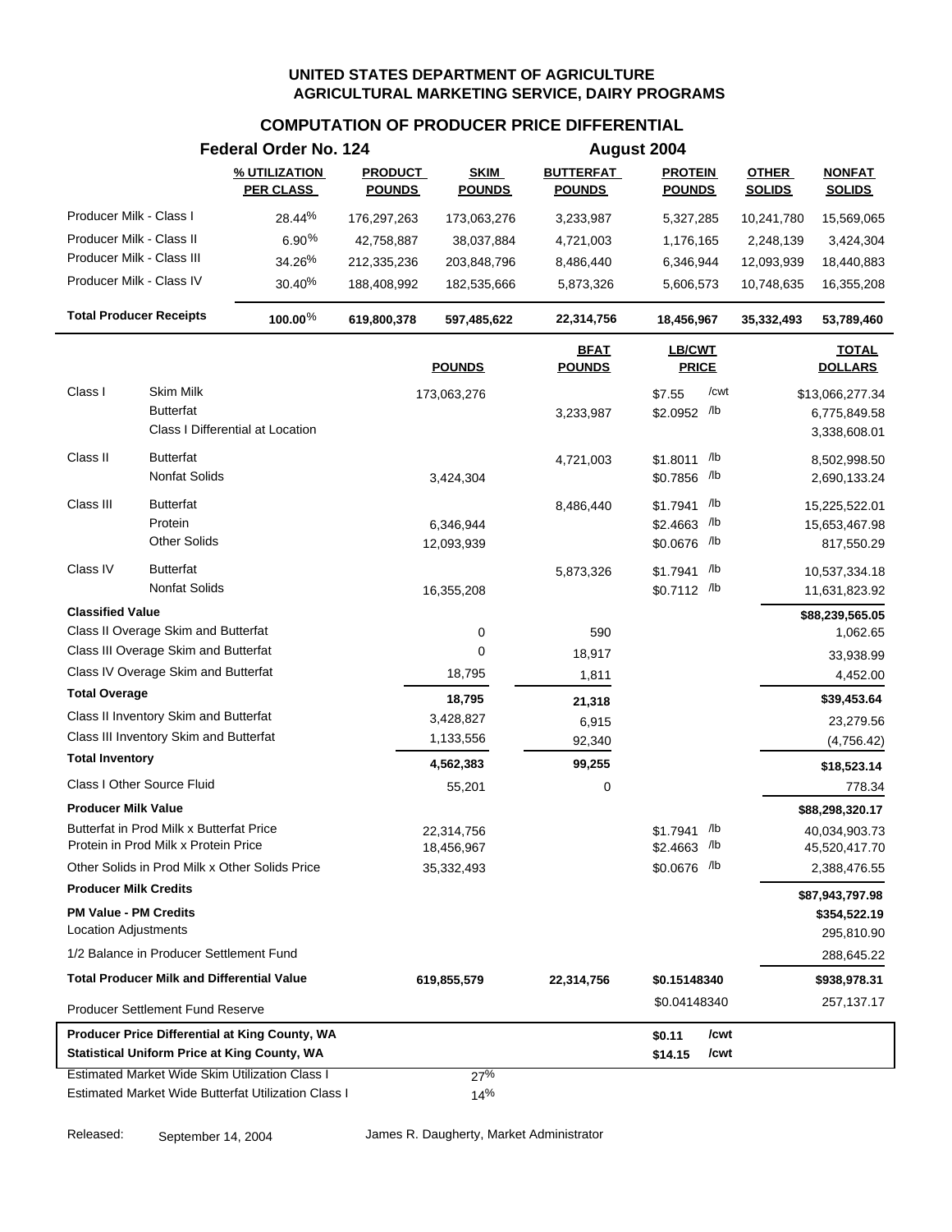# UNITED STATES DEPARTMENT OF AGRICULTURE
## AGRICULTURAL MARKETING SERVICE, DAIRY PROGRAMS

### COMPUTATION OF PRODUCER PRICE DIFFERENTIAL

**Federal Order No. 124** — **August 2004**

| | % UTILIZATION PER CLASS | PRODUCT POUNDS | SKIM POUNDS | BUTTERFAT POUNDS | PROTEIN POUNDS | OTHER SOLIDS | NONFAT SOLIDS |
|---|---|---|---|---|---|---|---|
| Producer Milk - Class I | 28.44% | 176,297,263 | 173,063,276 | 3,233,987 | 5,327,285 | 10,241,780 | 15,569,065 |
| Producer Milk - Class II | 6.90% | 42,758,887 | 38,037,884 | 4,721,003 | 1,176,165 | 2,248,139 | 3,424,304 |
| Producer Milk - Class III | 34.26% | 212,335,236 | 203,848,796 | 8,486,440 | 6,346,944 | 12,093,939 | 18,440,883 |
| Producer Milk - Class IV | 30.40% | 188,408,992 | 182,535,666 | 5,873,326 | 5,606,573 | 10,748,635 | 16,355,208 |
| **Total Producer Receipts** | **100.00%** | **619,800,378** | **597,485,622** | **22,314,756** | **18,456,967** | **35,332,493** | **53,789,460** |

| | | POUNDS | BFAT POUNDS | LB/CWT PRICE | TOTAL DOLLARS |
|---|---|---|---|---|---|
| Class I | Skim Milk | 173,063,276 | | $7.55 /cwt | $13,066,277.34 |
| | Butterfat | | 3,233,987 | $2.0952 /lb | 6,775,849.58 |
| | Class I Differential at Location | | | | 3,338,608.01 |
| Class II | Butterfat | | 4,721,003 | $1.8011 /lb | 8,502,998.50 |
| | Nonfat Solids | 3,424,304 | | $0.7856 /lb | 2,690,133.24 |
| Class III | Butterfat | | 8,486,440 | $1.7941 /lb | 15,225,522.01 |
| | Protein | 6,346,944 | | $2.4663 /lb | 15,653,467.98 |
| | Other Solids | 12,093,939 | | $0.0676 /lb | 817,550.29 |
| Class IV | Butterfat | | 5,873,326 | $1.7941 /lb | 10,537,334.18 |
| | Nonfat Solids | 16,355,208 | | $0.7112 /lb | 11,631,823.92 |
| **Classified Value** | | | | | **$88,239,565.05** |
| Class II Overage Skim and Butterfat | | 0 | 590 | | 1,062.65 |
| Class III Overage Skim and Butterfat | | 0 | 18,917 | | 33,938.99 |
| Class IV Overage Skim and Butterfat | | 18,795 | 1,811 | | 4,452.00 |
| **Total Overage** | | **18,795** | **21,318** | | **$39,453.64** |
| Class II Inventory Skim and Butterfat | | 3,428,827 | 6,915 | | 23,279.56 |
| Class III Inventory Skim and Butterfat | | 1,133,556 | 92,340 | | (4,756.42) |
| **Total Inventory** | | **4,562,383** | **99,255** | | **$18,523.14** |
| Class I Other Source Fluid | | 55,201 | 0 | | 778.34 |
| **Producer Milk Value** | | | | | **$88,298,320.17** |
| Butterfat in Prod Milk x Butterfat Price | | 22,314,756 | | $1.7941 /lb | 40,034,903.73 |
| Protein in Prod Milk x Protein Price | | 18,456,967 | | $2.4663 /lb | 45,520,417.70 |
| Other Solids in Prod Milk x Other Solids Price | | 35,332,493 | | $0.0676 /lb | 2,388,476.55 |
| **Producer Milk Credits** | | | | | **$87,943,797.98** |
| **PM Value - PM Credits** | | | | | **$354,522.19** |
| Location Adjustments | | | | | 295,810.90 |
| 1/2 Balance in Producer Settlement Fund | | | | | 288,645.22 |
| **Total Producer Milk and Differential Value** | | **619,855,579** | **22,314,756** | **$0.15148340** | **$938,978.31** |
| Producer Settlement Fund Reserve | | | | $0.04148340 | 257,137.17 |
| **Producer Price Differential at King County, WA** | | | | **$0.11 /cwt** | |
| **Statistical Uniform Price at King County, WA** | | | | **$14.15 /cwt** | |
| Estimated Market Wide Skim Utilization Class I | | 27% | | | |
| Estimated Market Wide Butterfat Utilization Class I | | 14% | | | |

Released: September 14, 2004 — James R. Daugherty, Market Administrator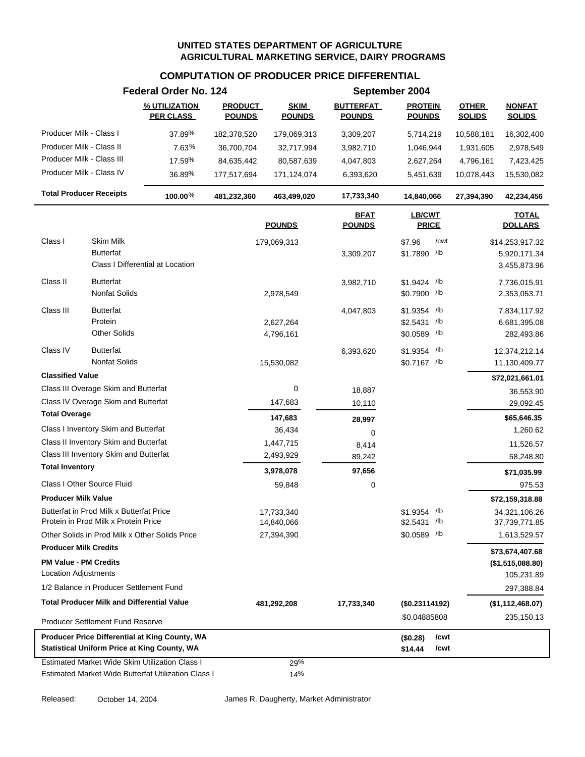**UNITED STATES DEPARTMENT OF AGRICULTURE**
**AGRICULTURAL MARKETING SERVICE, DAIRY PROGRAMS**

## COMPUTATION OF PRODUCER PRICE DIFFERENTIAL

**Federal Order No. 124** — **September 2004**

| | % UTILIZATION PER CLASS | PRODUCT POUNDS | SKIM POUNDS | BUTTERFAT POUNDS | PROTEIN POUNDS | OTHER SOLIDS | NONFAT SOLIDS |
|---|---|---|---|---|---|---|---|
| Producer Milk - Class I | 37.89% | 182,378,520 | 179,069,313 | 3,309,207 | 5,714,219 | 10,588,181 | 16,302,400 |
| Producer Milk - Class II | 7.63% | 36,700,704 | 32,717,994 | 3,982,710 | 1,046,944 | 1,931,605 | 2,978,549 |
| Producer Milk - Class III | 17.59% | 84,635,442 | 80,587,639 | 4,047,803 | 2,627,264 | 4,796,161 | 7,423,425 |
| Producer Milk - Class IV | 36.89% | 177,517,694 | 171,124,074 | 6,393,620 | 5,451,639 | 10,078,443 | 15,530,082 |
| **Total Producer Receipts** | **100.00%** | **481,232,360** | **463,499,020** | **17,733,340** | **14,840,066** | **27,394,390** | **42,234,456** |

| | | POUNDS | BFAT POUNDS | LB/CWT PRICE | TOTAL DOLLARS |
|---|---|---|---|---|---|
| Class I | Skim Milk | 179,069,313 | | $7.96 /cwt | $14,253,917.32 |
| | Butterfat | | 3,309,207 | $1.7890 /lb | 5,920,171.34 |
| | Class I Differential at Location | | | | 3,455,873.96 |
| Class II | Butterfat | | 3,982,710 | $1.9424 /lb | 7,736,015.91 |
| | Nonfat Solids | 2,978,549 | | $0.7900 /lb | 2,353,053.71 |
| Class III | Butterfat | | 4,047,803 | $1.9354 /lb | 7,834,117.92 |
| | Protein | 2,627,264 | | $2.5431 /lb | 6,681,395.08 |
| | Other Solids | 4,796,161 | | $0.0589 /lb | 282,493.86 |
| Class IV | Butterfat | | 6,393,620 | $1.9354 /lb | 12,374,212.14 |
| | Nonfat Solids | 15,530,082 | | $0.7167 /lb | 11,130,409.77 |
| **Classified Value** | | | | | **$72,021,661.01** |
| Class III Overage Skim and Butterfat | | 0 | 18,887 | | 36,553.90 |
| Class IV Overage Skim and Butterfat | | 147,683 | 10,110 | | 29,092.45 |
| **Total Overage** | | **147,683** | **28,997** | | **$65,646.35** |
| Class I Inventory Skim and Butterfat | | 36,434 | 0 | | 1,260.62 |
| Class II Inventory Skim and Butterfat | | 1,447,715 | 8,414 | | 11,526.57 |
| Class III Inventory Skim and Butterfat | | 2,493,929 | 89,242 | | 58,248.80 |
| **Total Inventory** | | **3,978,078** | **97,656** | | **$71,035.99** |
| Class I Other Source Fluid | | 59,848 | 0 | | 975.53 |
| **Producer Milk Value** | | | | | **$72,159,318.88** |
| Butterfat in Prod Milk x Butterfat Price | | 17,733,340 | | $1.9354 /lb | 34,321,106.26 |
| Protein in Prod Milk x Protein Price | | 14,840,066 | | $2.5431 /lb | 37,739,771.85 |
| Other Solids in Prod Milk x Other Solids Price | | 27,394,390 | | $0.0589 /lb | 1,613,529.57 |
| **Producer Milk Credits** | | | | | **$73,674,407.68** |
| **PM Value - PM Credits** | | | | | **($1,515,088.80)** |
| Location Adjustments | | | | | 105,231.89 |
| 1/2 Balance in Producer Settlement Fund | | | | | 297,388.84 |
| **Total Producer Milk and Differential Value** | | **481,292,208** | **17,733,340** | **($0.23114192)** | **($1,112,468.07)** |
| Producer Settlement Fund Reserve | | | | $0.04885808 | 235,150.13 |
| **Producer Price Differential at King County, WA** | | | | **($0.28) /cwt** | |
| **Statistical Uniform Price at King County, WA** | | | | **$14.44 /cwt** | |
| Estimated Market Wide Skim Utilization Class I | | 29% | | | |
| Estimated Market Wide Butterfat Utilization Class I | | 14% | | | |

Released: October 14, 2004 — James R. Daugherty, Market Administrator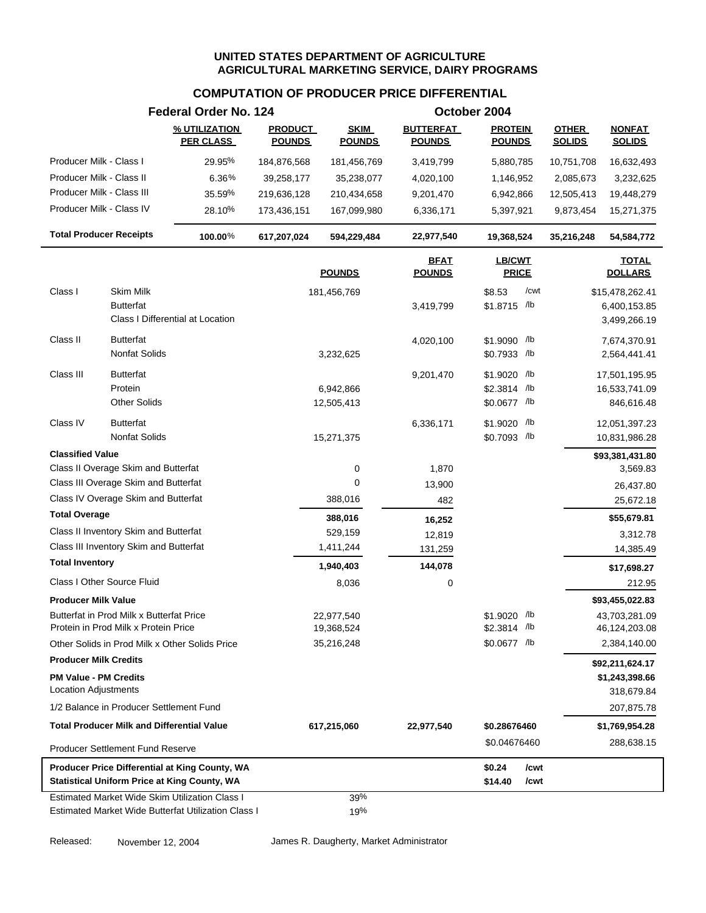**UNITED STATES DEPARTMENT OF AGRICULTURE**
**AGRICULTURAL MARKETING SERVICE, DAIRY PROGRAMS**

## COMPUTATION OF PRODUCER PRICE DIFFERENTIAL

**Federal Order No. 124** — **October 2004**

| | % UTILIZATION PER CLASS | PRODUCT POUNDS | SKIM POUNDS | BUTTERFAT POUNDS | PROTEIN POUNDS | OTHER SOLIDS | NONFAT SOLIDS |
|---|---|---|---|---|---|---|---|
| Producer Milk - Class I | 29.95% | 184,876,568 | 181,456,769 | 3,419,799 | 5,880,785 | 10,751,708 | 16,632,493 |
| Producer Milk - Class II | 6.36% | 39,258,177 | 35,238,077 | 4,020,100 | 1,146,952 | 2,085,673 | 3,232,625 |
| Producer Milk - Class III | 35.59% | 219,636,128 | 210,434,658 | 9,201,470 | 6,942,866 | 12,505,413 | 19,448,279 |
| Producer Milk - Class IV | 28.10% | 173,436,151 | 167,099,980 | 6,336,171 | 5,397,921 | 9,873,454 | 15,271,375 |
| **Total Producer Receipts** | **100.00%** | **617,207,024** | **594,229,484** | **22,977,540** | **19,368,524** | **35,216,248** | **54,584,772** |

| | | POUNDS | BFAT POUNDS | LB/CWT PRICE | TOTAL DOLLARS |
|---|---|---|---|---|---|
| Class I | Skim Milk | 181,456,769 | | $8.53 /cwt | $15,478,262.41 |
| | Butterfat | | 3,419,799 | $1.8715 /lb | 6,400,153.85 |
| | Class I Differential at Location | | | | 3,499,266.19 |
| Class II | Butterfat | | 4,020,100 | $1.9090 /lb | 7,674,370.91 |
| | Nonfat Solids | 3,232,625 | | $0.7933 /lb | 2,564,441.41 |
| Class III | Butterfat | | 9,201,470 | $1.9020 /lb | 17,501,195.95 |
| | Protein | 6,942,866 | | $2.3814 /lb | 16,533,741.09 |
| | Other Solids | 12,505,413 | | $0.0677 /lb | 846,616.48 |
| Class IV | Butterfat | | 6,336,171 | $1.9020 /lb | 12,051,397.23 |
| | Nonfat Solids | 15,271,375 | | $0.7093 /lb | 10,831,986.28 |
| **Classified Value** | | | | | **$93,381,431.80** |
| Class II Overage Skim and Butterfat | | 0 | 1,870 | | 3,569.83 |
| Class III Overage Skim and Butterfat | | 0 | 13,900 | | 26,437.80 |
| Class IV Overage Skim and Butterfat | | 388,016 | 482 | | 25,672.18 |
| **Total Overage** | | **388,016** | **16,252** | | **$55,679.81** |
| Class II Inventory Skim and Butterfat | | 529,159 | 12,819 | | 3,312.78 |
| Class III Inventory Skim and Butterfat | | 1,411,244 | 131,259 | | 14,385.49 |
| **Total Inventory** | | **1,940,403** | **144,078** | | **$17,698.27** |
| Class I Other Source Fluid | | 8,036 | 0 | | 212.95 |
| **Producer Milk Value** | | | | | **$93,455,022.83** |
| Butterfat in Prod Milk x Butterfat Price | | 22,977,540 | | $1.9020 /lb | 43,703,281.09 |
| Protein in Prod Milk x Protein Price | | 19,368,524 | | $2.3814 /lb | 46,124,203.08 |
| Other Solids in Prod Milk x Other Solids Price | | 35,216,248 | | $0.0677 /lb | 2,384,140.00 |
| **Producer Milk Credits** | | | | | **$92,211,624.17** |
| **PM Value - PM Credits** | | | | | **$1,243,398.66** |
| Location Adjustments | | | | | 318,679.84 |
| 1/2 Balance in Producer Settlement Fund | | | | | 207,875.78 |
| **Total Producer Milk and Differential Value** | | **617,215,060** | **22,977,540** | **$0.28676460** | **$1,769,954.28** |
| Producer Settlement Fund Reserve | | | | $0.04676460 | 288,638.15 |
| **Producer Price Differential at King County, WA** | | | | **$0.24 /cwt** | |
| **Statistical Uniform Price at King County, WA** | | | | **$14.40 /cwt** | |
| Estimated Market Wide Skim Utilization Class I | | 39% | | | |
| Estimated Market Wide Butterfat Utilization Class I | | 19% | | | |

Released: November 12, 2004 — James R. Daugherty, Market Administrator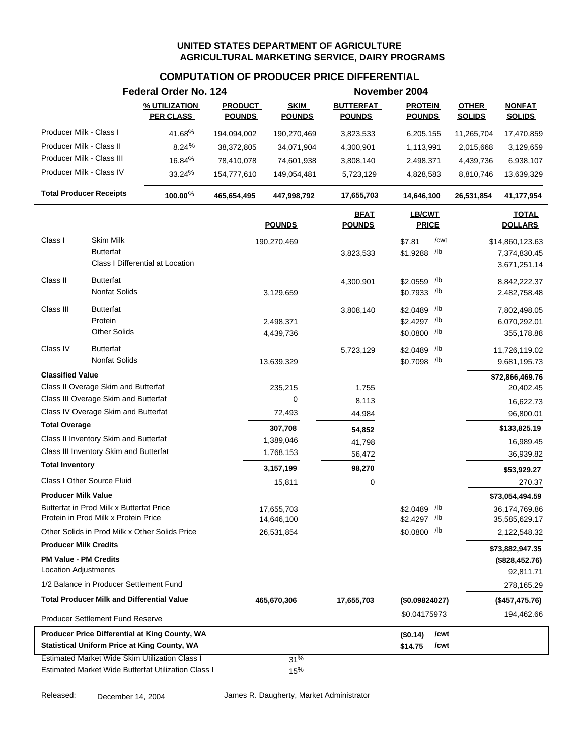# UNITED STATES DEPARTMENT OF AGRICULTURE
## AGRICULTURAL MARKETING SERVICE, DAIRY PROGRAMS

### COMPUTATION OF PRODUCER PRICE DIFFERENTIAL

**Federal Order No. 124** — **November 2004**

| | % UTILIZATION PER CLASS | PRODUCT POUNDS | SKIM POUNDS | BUTTERFAT POUNDS | PROTEIN POUNDS | OTHER SOLIDS | NONFAT SOLIDS |
|---|---|---|---|---|---|---|---|
| Producer Milk - Class I | 41.68% | 194,094,002 | 190,270,469 | 3,823,533 | 6,205,155 | 11,265,704 | 17,470,859 |
| Producer Milk - Class II | 8.24% | 38,372,805 | 34,071,904 | 4,300,901 | 1,113,991 | 2,015,668 | 3,129,659 |
| Producer Milk - Class III | 16.84% | 78,410,078 | 74,601,938 | 3,808,140 | 2,498,371 | 4,439,736 | 6,938,107 |
| Producer Milk - Class IV | 33.24% | 154,777,610 | 149,054,481 | 5,723,129 | 4,828,583 | 8,810,746 | 13,639,329 |
| **Total Producer Receipts** | **100.00%** | **465,654,495** | **447,998,792** | **17,655,703** | **14,646,100** | **26,531,854** | **41,177,954** |

| | | POUNDS | BFAT POUNDS | LB/CWT PRICE | TOTAL DOLLARS |
|---|---|---|---|---|---|
| Class I | Skim Milk | 190,270,469 | | $7.81 /cwt | $14,860,123.63 |
| | Butterfat | | 3,823,533 | $1.9288 /lb | 7,374,830.45 |
| | Class I Differential at Location | | | | 3,671,251.14 |
| Class II | Butterfat | | 4,300,901 | $2.0559 /lb | 8,842,222.37 |
| | Nonfat Solids | 3,129,659 | | $0.7933 /lb | 2,482,758.48 |
| Class III | Butterfat | | 3,808,140 | $2.0489 /lb | 7,802,498.05 |
| | Protein | 2,498,371 | | $2.4297 /lb | 6,070,292.01 |
| | Other Solids | 4,439,736 | | $0.0800 /lb | 355,178.88 |
| Class IV | Butterfat | | 5,723,129 | $2.0489 /lb | 11,726,119.02 |
| | Nonfat Solids | 13,639,329 | | $0.7098 /lb | 9,681,195.73 |
| **Classified Value** | | | | | **$72,866,469.76** |
| Class II Overage Skim and Butterfat | | 235,215 | 1,755 | | 20,402.45 |
| Class III Overage Skim and Butterfat | | 0 | 8,113 | | 16,622.73 |
| Class IV Overage Skim and Butterfat | | 72,493 | 44,984 | | 96,800.01 |
| **Total Overage** | | **307,708** | **54,852** | | **$133,825.19** |
| Class II Inventory Skim and Butterfat | | 1,389,046 | 41,798 | | 16,989.45 |
| Class III Inventory Skim and Butterfat | | 1,768,153 | 56,472 | | 36,939.82 |
| **Total Inventory** | | **3,157,199** | **98,270** | | **$53,929.27** |
| Class I Other Source Fluid | | 15,811 | 0 | | 270.37 |
| **Producer Milk Value** | | | | | **$73,054,494.59** |
| Butterfat in Prod Milk x Butterfat Price | | 17,655,703 | | $2.0489 /lb | 36,174,769.86 |
| Protein in Prod Milk x Protein Price | | 14,646,100 | | $2.4297 /lb | 35,585,629.17 |
| Other Solids in Prod Milk x Other Solids Price | | 26,531,854 | | $0.0800 /lb | 2,122,548.32 |
| **Producer Milk Credits** | | | | | **$73,882,947.35** |
| **PM Value - PM Credits** | | | | | **($828,452.76)** |
| Location Adjustments | | | | | 92,811.71 |
| 1/2 Balance in Producer Settlement Fund | | | | | 278,165.29 |
| **Total Producer Milk and Differential Value** | | **465,670,306** | **17,655,703** | **($0.09824027)** | **($457,475.76)** |
| Producer Settlement Fund Reserve | | | | $0.04175973 | 194,462.66 |
| **Producer Price Differential at King County, WA** | | | | **($0.14) /cwt** | |
| **Statistical Uniform Price at King County, WA** | | | | **$14.75 /cwt** | |
| Estimated Market Wide Skim Utilization Class I | | 31% | | | |
| Estimated Market Wide Butterfat Utilization Class I | | 15% | | | |

Released: December 14, 2004 — James R. Daugherty, Market Administrator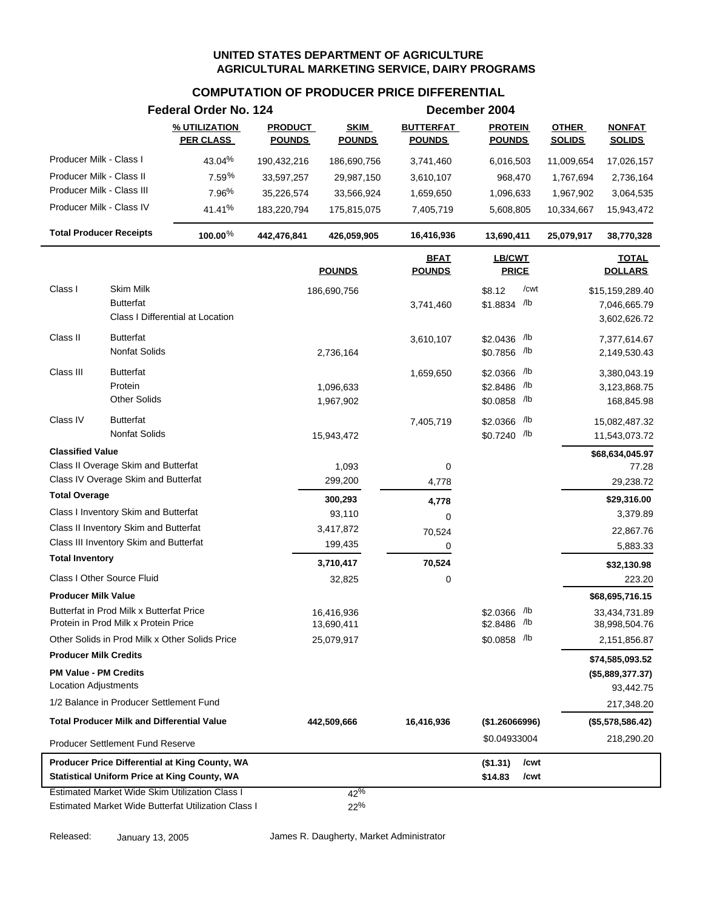# UNITED STATES DEPARTMENT OF AGRICULTURE
## AGRICULTURAL MARKETING SERVICE, DAIRY PROGRAMS

### COMPUTATION OF PRODUCER PRICE DIFFERENTIAL

**Federal Order No. 124** — **December 2004**

| | % UTILIZATION PER CLASS | PRODUCT POUNDS | SKIM POUNDS | BUTTERFAT POUNDS | PROTEIN POUNDS | OTHER SOLIDS | NONFAT SOLIDS |
|---|---|---|---|---|---|---|---|
| Producer Milk - Class I | 43.04% | 190,432,216 | 186,690,756 | 3,741,460 | 6,016,503 | 11,009,654 | 17,026,157 |
| Producer Milk - Class II | 7.59% | 33,597,257 | 29,987,150 | 3,610,107 | 968,470 | 1,767,694 | 2,736,164 |
| Producer Milk - Class III | 7.96% | 35,226,574 | 33,566,924 | 1,659,650 | 1,096,633 | 1,967,902 | 3,064,535 |
| Producer Milk - Class IV | 41.41% | 183,220,794 | 175,815,075 | 7,405,719 | 5,608,805 | 10,334,667 | 15,943,472 |
| **Total Producer Receipts** | **100.00%** | **442,476,841** | **426,059,905** | **16,416,936** | **13,690,411** | **25,079,917** | **38,770,328** |

| | | POUNDS | BFAT POUNDS | LB/CWT PRICE | TOTAL DOLLARS |
|---|---|---|---|---|---|
| Class I | Skim Milk | 186,690,756 | | $8.12 /cwt | $15,159,289.40 |
| | Butterfat | | 3,741,460 | $1.8834 /lb | 7,046,665.79 |
| | Class I Differential at Location | | | | 3,602,626.72 |
| Class II | Butterfat | | 3,610,107 | $2.0436 /lb | 7,377,614.67 |
| | Nonfat Solids | 2,736,164 | | $0.7856 /lb | 2,149,530.43 |
| Class III | Butterfat | | 1,659,650 | $2.0366 /lb | 3,380,043.19 |
| | Protein | 1,096,633 | | $2.8486 /lb | 3,123,868.75 |
| | Other Solids | 1,967,902 | | $0.0858 /lb | 168,845.98 |
| Class IV | Butterfat | | 7,405,719 | $2.0366 /lb | 15,082,487.32 |
| | Nonfat Solids | 15,943,472 | | $0.7240 /lb | 11,543,073.72 |
| **Classified Value** | | | | | **$68,634,045.97** |
| Class II Overage Skim and Butterfat | | 1,093 | 0 | | 77.28 |
| Class IV Overage Skim and Butterfat | | 299,200 | 4,778 | | 29,238.72 |
| **Total Overage** | | **300,293** | **4,778** | | **$29,316.00** |
| Class I Inventory Skim and Butterfat | | 93,110 | 0 | | 3,379.89 |
| Class II Inventory Skim and Butterfat | | 3,417,872 | 70,524 | | 22,867.76 |
| Class III Inventory Skim and Butterfat | | 199,435 | 0 | | 5,883.33 |
| **Total Inventory** | | **3,710,417** | **70,524** | | **$32,130.98** |
| Class I Other Source Fluid | | 32,825 | 0 | | 223.20 |
| **Producer Milk Value** | | | | | **$68,695,716.15** |
| Butterfat in Prod Milk x Butterfat Price | | 16,416,936 | | $2.0366 /lb | 33,434,731.89 |
| Protein in Prod Milk x Protein Price | | 13,690,411 | | $2.8486 /lb | 38,998,504.76 |
| Other Solids in Prod Milk x Other Solids Price | | 25,079,917 | | $0.0858 /lb | 2,151,856.87 |
| **Producer Milk Credits** | | | | | **$74,585,093.52** |
| **PM Value - PM Credits** | | | | | **($5,889,377.37)** |
| Location Adjustments | | | | | 93,442.75 |
| 1/2 Balance in Producer Settlement Fund | | | | | 217,348.20 |
| **Total Producer Milk and Differential Value** | | **442,509,666** | **16,416,936** | **($1.26066996)** | **($5,578,586.42)** |
| Producer Settlement Fund Reserve | | | | $0.04933004 | 218,290.20 |
| **Producer Price Differential at King County, WA** | | | | **($1.31) /cwt** | |
| **Statistical Uniform Price at King County, WA** | | | | **$14.83 /cwt** | |
| Estimated Market Wide Skim Utilization Class I | | 42% | | | |
| Estimated Market Wide Butterfat Utilization Class I | | 22% | | | |

Released: January 13, 2005 — James R. Daugherty, Market Administrator